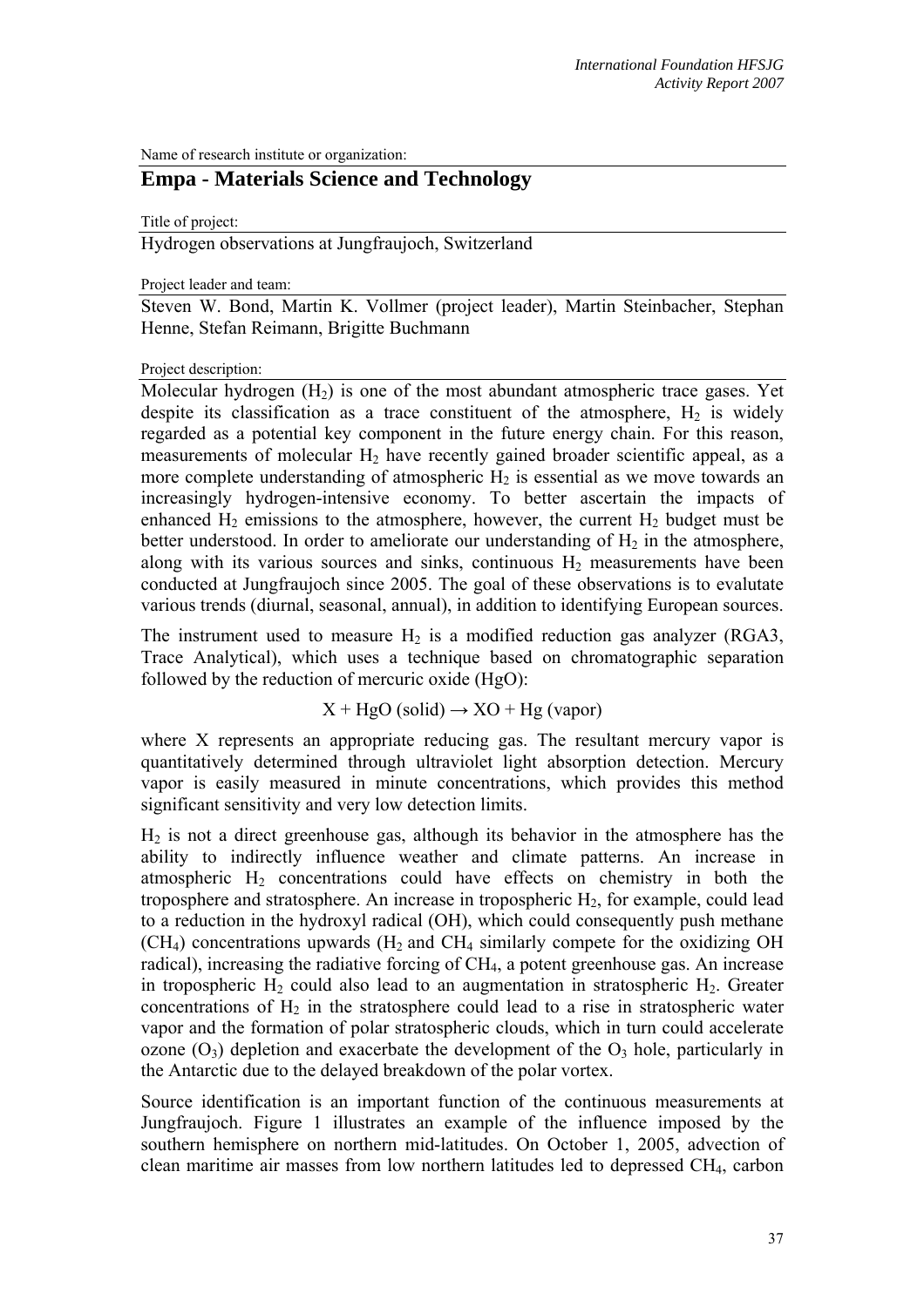Name of research institute or organization:

## Empa - Materials Science and Technology

Title of project:

Hydrogen observations at Jungfraujoch, Switzerland

Project leader and team:

Steven W. Bond, Martin K. Vollmer (project leader), Martin Steinbacher, Stephan Henne, Stefan Reimann, Brigitte Buchmann

Project description:

Molecular hydrogen ($H_2$) is one of the most abundant atmospheric trace gases. Yet despite its classification as a trace constituent of the atmosphere, $H_2$ is widely regarded as a potential key component in the future energy chain. For this reason, measurements of molecular $H_2$ have recently gained broader scientific appeal, as a more complete understanding of atmospheric $H_2$ is essential as we move towards an increasingly hydrogen-intensive economy. To better ascertain the impacts of enhanced $H_2$ emissions to the atmosphere, however, the current $H_2$ budget must be better understood. In order to ameliorate our understanding of $H_2$ in the atmosphere, along with its various sources and sinks, continuous $H_2$ measurements have been conducted at Jungfraujoch since 2005. The goal of these observations is to evalutate various trends (diurnal, seasonal, annual), in addition to identifying European sources.

The instrument used to measure $H_2$ is a modified reduction gas analyzer (RGA3, Trace Analytical), which uses a technique based on chromatographic separation followed by the reduction of mercuric oxide (HgO):

$$X + HgO\ (solid) \rightarrow XO + Hg\ (vapor)$$

where X represents an appropriate reducing gas. The resultant mercury vapor is quantitatively determined through ultraviolet light absorption detection. Mercury vapor is easily measured in minute concentrations, which provides this method significant sensitivity and very low detection limits.

$H_2$ is not a direct greenhouse gas, although its behavior in the atmosphere has the ability to indirectly influence weather and climate patterns. An increase in atmospheric $H_2$ concentrations could have effects on chemistry in both the troposphere and stratosphere. An increase in tropospheric $H_2$, for example, could lead to a reduction in the hydroxyl radical (OH), which could consequently push methane ($CH_4$) concentrations upwards ($H_2$ and $CH_4$ similarly compete for the oxidizing OH radical), increasing the radiative forcing of $CH_4$, a potent greenhouse gas. An increase in tropospheric $H_2$ could also lead to an augmentation in stratospheric $H_2$. Greater concentrations of $H_2$ in the stratosphere could lead to a rise in stratospheric water vapor and the formation of polar stratospheric clouds, which in turn could accelerate ozone ($O_3$) depletion and exacerbate the development of the $O_3$ hole, particularly in the Antarctic due to the delayed breakdown of the polar vortex.

Source identification is an important function of the continuous measurements at Jungfraujoch. Figure 1 illustrates an example of the influence imposed by the southern hemisphere on northern mid-latitudes. On October 1, 2005, advection of clean maritime air masses from low northern latitudes led to depressed $CH_4$, carbon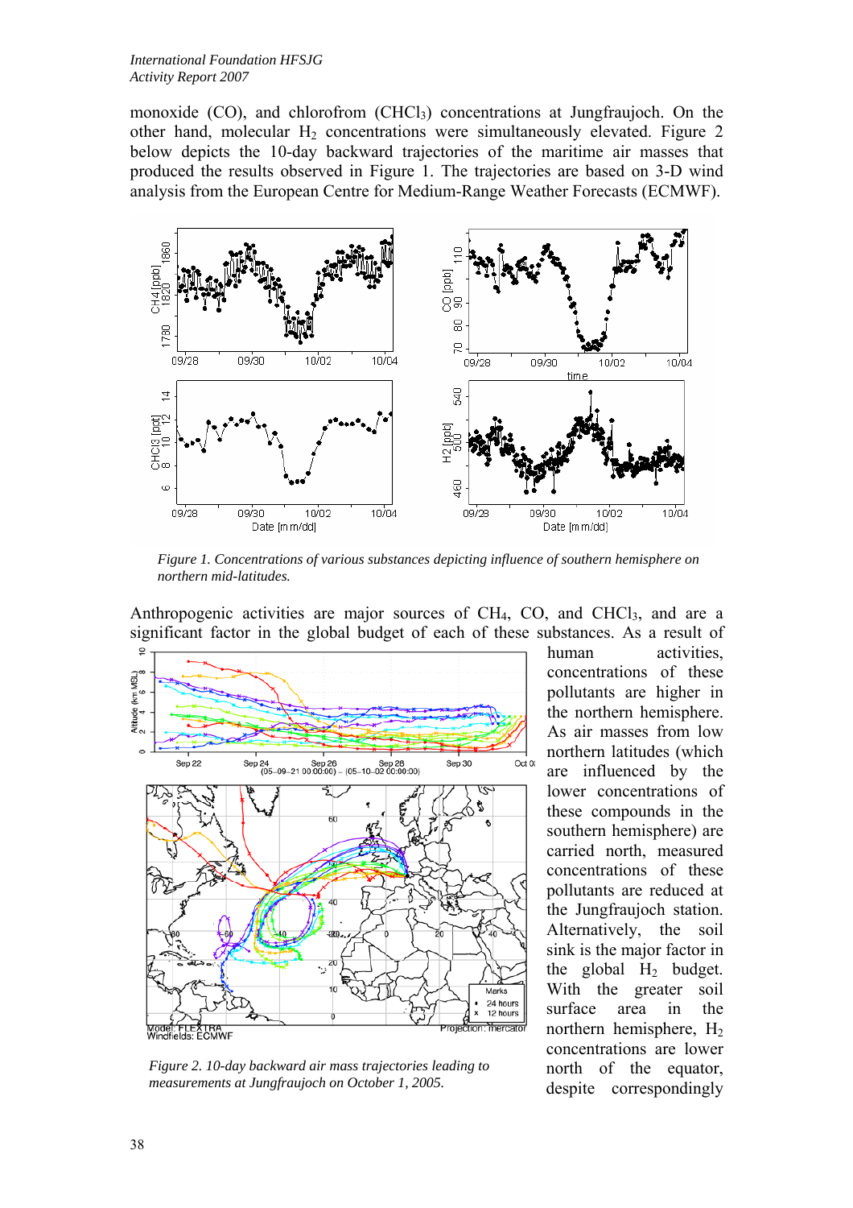monoxide (CO), and chlorofrom ($CHCl_3$) concentrations at Jungfraujoch. On the other hand, molecular $H_2$ concentrations were simultaneously elevated. Figure 2 below depicts the 10-day backward trajectories of the maritime air masses that produced the results observed in Figure 1. The trajectories are based on 3-D wind analysis from the European Centre for Medium-Range Weather Forecasts (ECMWF).

*Figure 1. Concentrations of various substances depicting influence of southern hemisphere on northern mid-latitudes.*

Anthropogenic activities are major sources of $CH_4$, CO, and $CHCl_3$, and are a significant factor in the global budget of each of these substances. As a result of human activities, concentrations of these pollutants are higher in the northern hemisphere. As air masses from low northern latitudes (which are influenced by the lower concentrations of these compounds in the southern hemisphere) are carried north, measured concentrations of these pollutants are reduced at the Jungfraujoch station. Alternatively, the soil sink is the major factor in the global $H_2$ budget. With the greater soil surface area in the northern hemisphere, $H_2$ concentrations are lower north of the equator, despite correspondingly

*Figure 2. 10-day backward air mass trajectories leading to measurements at Jungfraujoch on October 1, 2005.*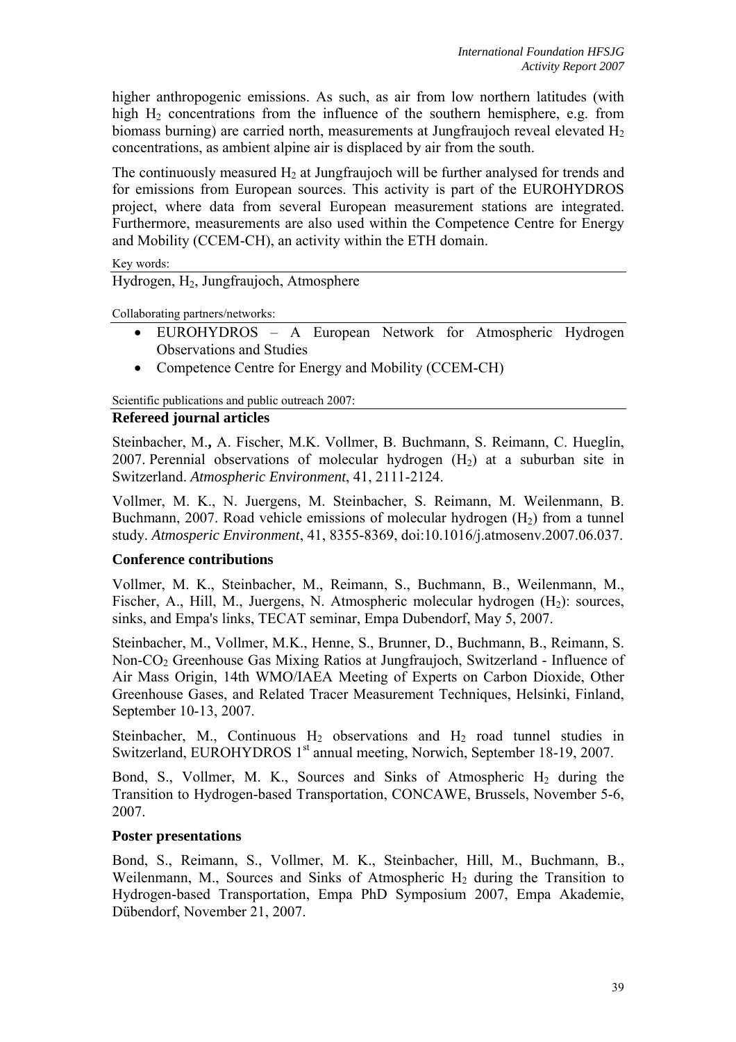higher anthropogenic emissions. As such, as air from low northern latitudes (with high $H_2$ concentrations from the influence of the southern hemisphere, e.g. from biomass burning) are carried north, measurements at Jungfraujoch reveal elevated $H_2$ concentrations, as ambient alpine air is displaced by air from the south.

The continuously measured $H_2$ at Jungfraujoch will be further analysed for trends and for emissions from European sources. This activity is part of the EUROHYDROS project, where data from several European measurement stations are integrated. Furthermore, measurements are also used within the Competence Centre for Energy and Mobility (CCEM-CH), an activity within the ETH domain.

Key words:

Hydrogen, $H_2$, Jungfraujoch, Atmosphere

Collaborating partners/networks:

- EUROHYDROS – A European Network for Atmospheric Hydrogen Observations and Studies
- Competence Centre for Energy and Mobility (CCEM-CH)

Scientific publications and public outreach 2007:

### Refereed journal articles

Steinbacher, M., A. Fischer, M.K. Vollmer, B. Buchmann, S. Reimann, C. Hueglin, 2007. Perennial observations of molecular hydrogen ($H_2$) at a suburban site in Switzerland. *Atmospheric Environment*, 41, 2111-2124.

Vollmer, M. K., N. Juergens, M. Steinbacher, S. Reimann, M. Weilenmann, B. Buchmann, 2007. Road vehicle emissions of molecular hydrogen ($H_2$) from a tunnel study. *Atmosperic Environment*, 41, 8355-8369, doi:10.1016/j.atmosenv.2007.06.037.

### Conference contributions

Vollmer, M. K., Steinbacher, M., Reimann, S., Buchmann, B., Weilenmann, M., Fischer, A., Hill, M., Juergens, N. Atmospheric molecular hydrogen ($H_2$): sources, sinks, and Empa's links, TECAT seminar, Empa Dubendorf, May 5, 2007.

Steinbacher, M., Vollmer, M.K., Henne, S., Brunner, D., Buchmann, B., Reimann, S. Non-$CO_2$ Greenhouse Gas Mixing Ratios at Jungfraujoch, Switzerland - Influence of Air Mass Origin, 14th WMO/IAEA Meeting of Experts on Carbon Dioxide, Other Greenhouse Gases, and Related Tracer Measurement Techniques, Helsinki, Finland, September 10-13, 2007.

Steinbacher, M., Continuous $H_2$ observations and $H_2$ road tunnel studies in Switzerland, EUROHYDROS 1st annual meeting, Norwich, September 18-19, 2007.

Bond, S., Vollmer, M. K., Sources and Sinks of Atmospheric $H_2$ during the Transition to Hydrogen-based Transportation, CONCAWE, Brussels, November 5-6, 2007.

### Poster presentations

Bond, S., Reimann, S., Vollmer, M. K., Steinbacher, Hill, M., Buchmann, B., Weilenmann, M., Sources and Sinks of Atmospheric $H_2$ during the Transition to Hydrogen-based Transportation, Empa PhD Symposium 2007, Empa Akademie, Dübendorf, November 21, 2007.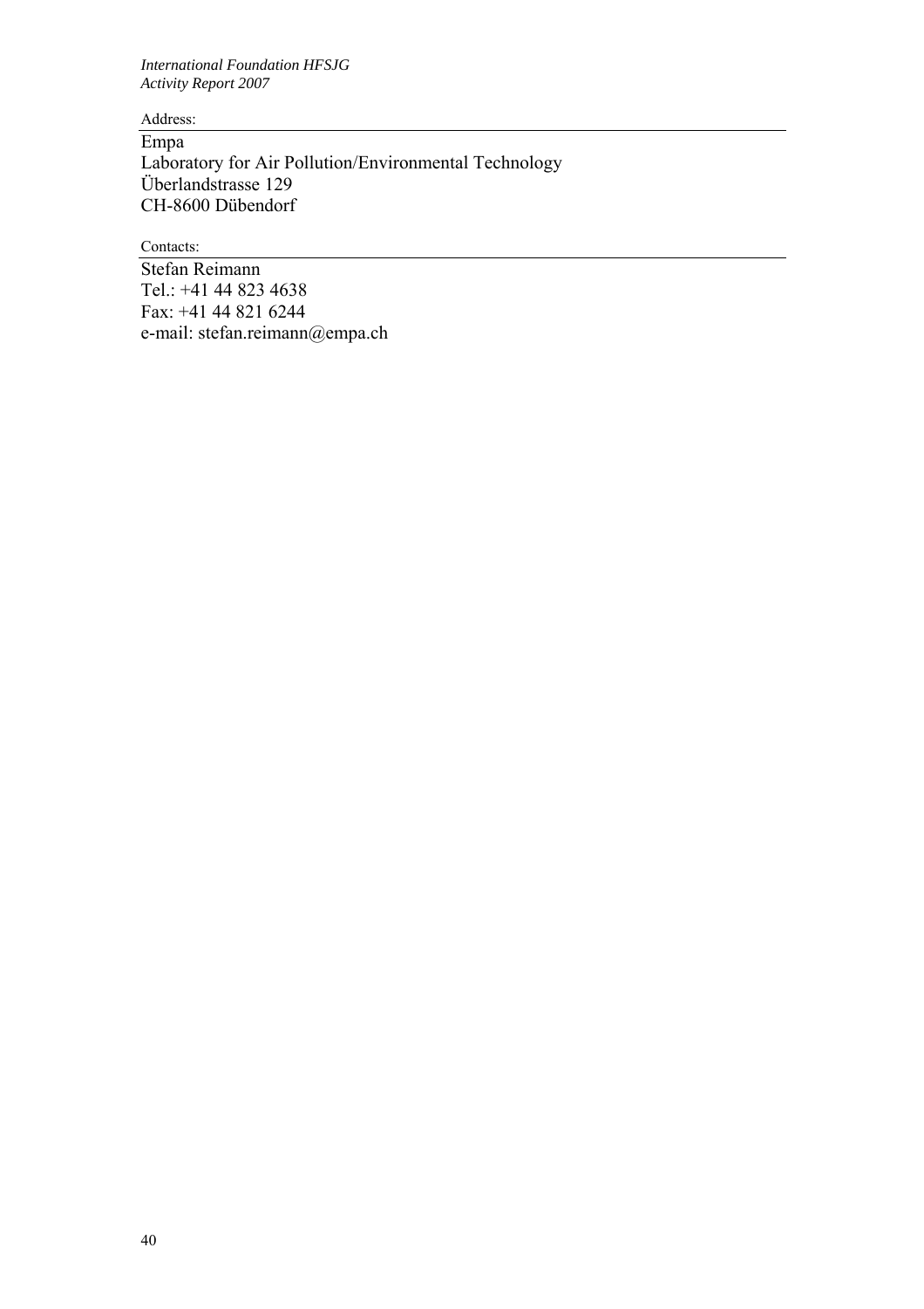Address:

Empa
Laboratory for Air Pollution/Environmental Technology
Überlandstrasse 129
CH-8600 Dübendorf

Contacts:

Stefan Reimann
Tel.: +41 44 823 4638
Fax: +41 44 821 6244
e-mail: stefan.reimann@empa.ch